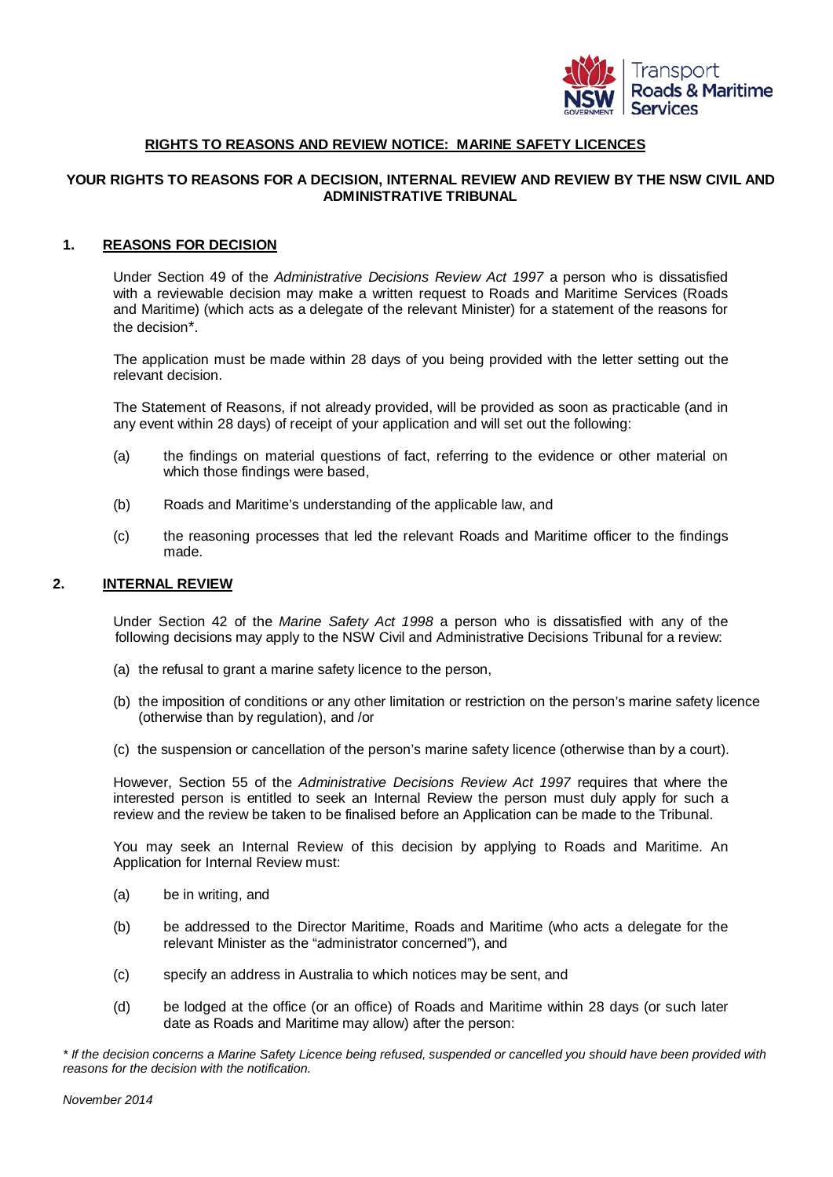## RIGHTS TO REASONS AND REVIEW NOTICE: MARINE SAFETY LICENCES

### YOUR RIGHTS TO REASONS FOR A DECISION, INTERNAL REVIEW AND REVIEW BY THE NSW CIVIL AND ADMINISTRATIVE TRIBUNAL

### 1. REASONS FOR DECISION

Under Section 49 of the *Administrative Decisions Review Act 1997* a person who is dissatisfied with a reviewable decision may make a written request to Roads and Maritime Services (Roads and Maritime) (which acts as a delegate of the relevant Minister) for a statement of the reasons for the decision*.

The application must be made within 28 days of you being provided with the letter setting out the relevant decision.

The Statement of Reasons, if not already provided, will be provided as soon as practicable (and in any event within 28 days) of receipt of your application and will set out the following:

(a) the findings on material questions of fact, referring to the evidence or other material on which those findings were based,

(b) Roads and Maritime's understanding of the applicable law, and

(c) the reasoning processes that led the relevant Roads and Maritime officer to the findings made.

### 2. INTERNAL REVIEW

Under Section 42 of the *Marine Safety Act 1998* a person who is dissatisfied with any of the following decisions may apply to the NSW Civil and Administrative Decisions Tribunal for a review:

(a) the refusal to grant a marine safety licence to the person,

(b) the imposition of conditions or any other limitation or restriction on the person's marine safety licence (otherwise than by regulation), and /or

(c) the suspension or cancellation of the person's marine safety licence (otherwise than by a court).

However, Section 55 of the *Administrative Decisions Review Act 1997* requires that where the interested person is entitled to seek an Internal Review the person must duly apply for such a review and the review be taken to be finalised before an Application can be made to the Tribunal.

You may seek an Internal Review of this decision by applying to Roads and Maritime. An Application for Internal Review must:

(a) be in writing, and

(b) be addressed to the Director Maritime, Roads and Maritime (who acts a delegate for the relevant Minister as the "administrator concerned"), and

(c) specify an address in Australia to which notices may be sent, and

(d) be lodged at the office (or an office) of Roads and Maritime within 28 days (or such later date as Roads and Maritime may allow) after the person:

*\* If the decision concerns a Marine Safety Licence being refused, suspended or cancelled you should have been provided with reasons for the decision with the notification.*

*November 2014*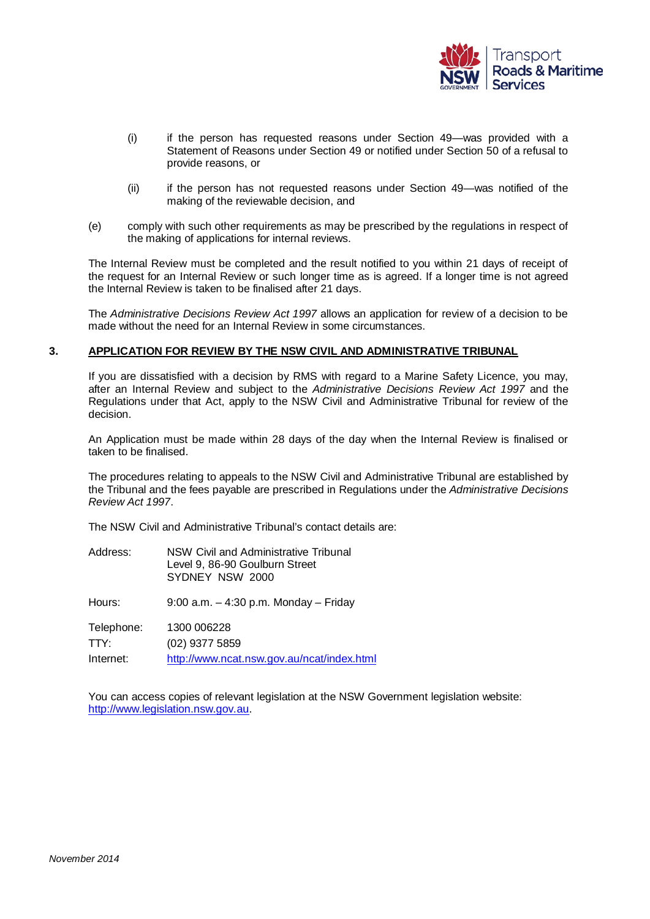(i) if the person has requested reasons under Section 49—was provided with a Statement of Reasons under Section 49 or notified under Section 50 of a refusal to provide reasons, or

(ii) if the person has not requested reasons under Section 49—was notified of the making of the reviewable decision, and

(e) comply with such other requirements as may be prescribed by the regulations in respect of the making of applications for internal reviews.

The Internal Review must be completed and the result notified to you within 21 days of receipt of the request for an Internal Review or such longer time as is agreed. If a longer time is not agreed the Internal Review is taken to be finalised after 21 days.

The *Administrative Decisions Review Act 1997* allows an application for review of a decision to be made without the need for an Internal Review in some circumstances.

## 3. APPLICATION FOR REVIEW BY THE NSW CIVIL AND ADMINISTRATIVE TRIBUNAL

If you are dissatisfied with a decision by RMS with regard to a Marine Safety Licence, you may, after an Internal Review and subject to the *Administrative Decisions Review Act 1997* and the Regulations under that Act, apply to the NSW Civil and Administrative Tribunal for review of the decision.

An Application must be made within 28 days of the day when the Internal Review is finalised or taken to be finalised.

The procedures relating to appeals to the NSW Civil and Administrative Tribunal are established by the Tribunal and the fees payable are prescribed in Regulations under the *Administrative Decisions Review Act 1997*.

The NSW Civil and Administrative Tribunal's contact details are:

Address: NSW Civil and Administrative Tribunal
Level 9, 86-90 Goulburn Street
SYDNEY NSW 2000

Hours: 9:00 a.m. – 4:30 p.m. Monday – Friday

Telephone: 1300 006228
TTY: (02) 9377 5859
Internet: http://www.ncat.nsw.gov.au/ncat/index.html

You can access copies of relevant legislation at the NSW Government legislation website: http://www.legislation.nsw.gov.au.

*November 2014*